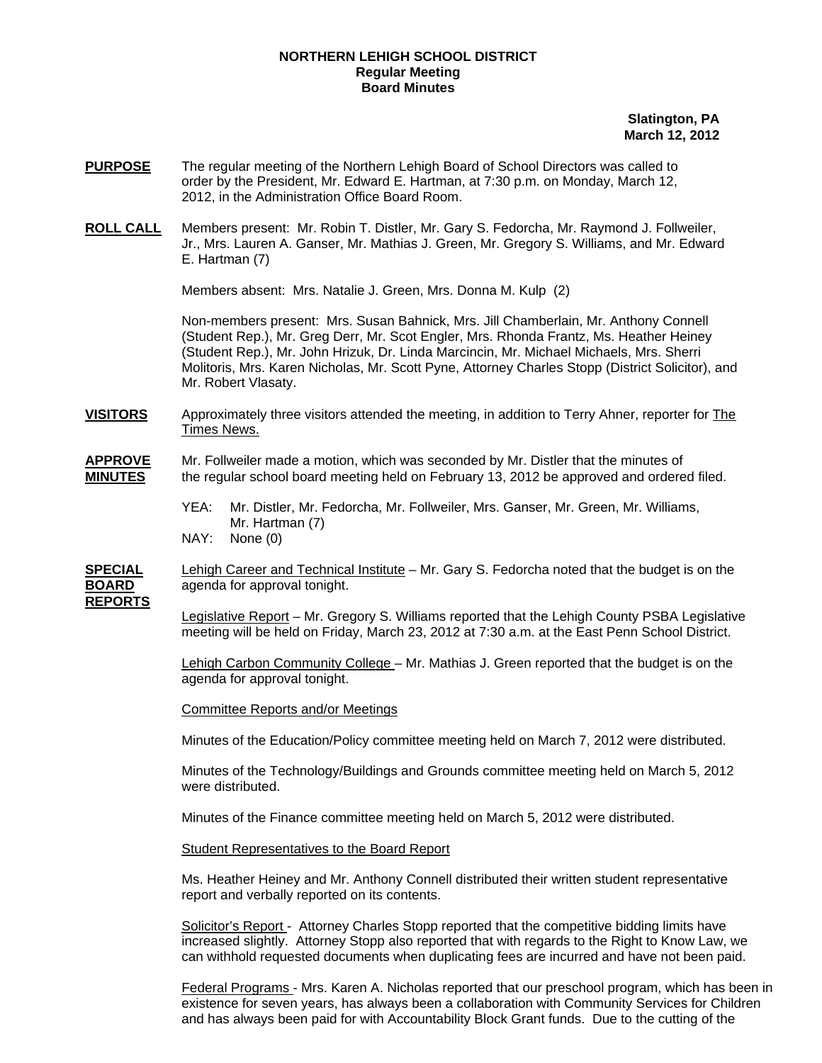**NORTHERN LEHIGH SCHOOL DISTRICT**
**Regular Meeting**
**Board Minutes**

**Slatington, PA**
**March 12, 2012**

**PURPOSE** The regular meeting of the Northern Lehigh Board of School Directors was called to order by the President, Mr. Edward E. Hartman, at 7:30 p.m. on Monday, March 12, 2012, in the Administration Office Board Room.

**ROLL CALL** Members present: Mr. Robin T. Distler, Mr. Gary S. Fedorcha, Mr. Raymond J. Follweiler, Jr., Mrs. Lauren A. Ganser, Mr. Mathias J. Green, Mr. Gregory S. Williams, and Mr. Edward E. Hartman (7)

Members absent: Mrs. Natalie J. Green, Mrs. Donna M. Kulp (2)

Non-members present: Mrs. Susan Bahnick, Mrs. Jill Chamberlain, Mr. Anthony Connell (Student Rep.), Mr. Greg Derr, Mr. Scot Engler, Mrs. Rhonda Frantz, Ms. Heather Heiney (Student Rep.), Mr. John Hrizuk, Dr. Linda Marcincin, Mr. Michael Michaels, Mrs. Sherri Molitoris, Mrs. Karen Nicholas, Mr. Scott Pyne, Attorney Charles Stopp (District Solicitor), and Mr. Robert Vlasaty.

**VISITORS** Approximately three visitors attended the meeting, in addition to Terry Ahner, reporter for The Times News.

**APPROVE MINUTES** Mr. Follweiler made a motion, which was seconded by Mr. Distler that the minutes of the regular school board meeting held on February 13, 2012 be approved and ordered filed.

YEA: Mr. Distler, Mr. Fedorcha, Mr. Follweiler, Mrs. Ganser, Mr. Green, Mr. Williams, Mr. Hartman (7)
NAY: None (0)

**SPECIAL BOARD REPORTS** Lehigh Career and Technical Institute – Mr. Gary S. Fedorcha noted that the budget is on the agenda for approval tonight.

Legislative Report – Mr. Gregory S. Williams reported that the Lehigh County PSBA Legislative meeting will be held on Friday, March 23, 2012 at 7:30 a.m. at the East Penn School District.

Lehigh Carbon Community College – Mr. Mathias J. Green reported that the budget is on the agenda for approval tonight.

Committee Reports and/or Meetings

Minutes of the Education/Policy committee meeting held on March 7, 2012 were distributed.

Minutes of the Technology/Buildings and Grounds committee meeting held on March 5, 2012 were distributed.

Minutes of the Finance committee meeting held on March 5, 2012 were distributed.

Student Representatives to the Board Report

Ms. Heather Heiney and Mr. Anthony Connell distributed their written student representative report and verbally reported on its contents.

Solicitor's Report - Attorney Charles Stopp reported that the competitive bidding limits have increased slightly. Attorney Stopp also reported that with regards to the Right to Know Law, we can withhold requested documents when duplicating fees are incurred and have not been paid.

Federal Programs - Mrs. Karen A. Nicholas reported that our preschool program, which has been in existence for seven years, has always been a collaboration with Community Services for Children and has always been paid for with Accountability Block Grant funds. Due to the cutting of the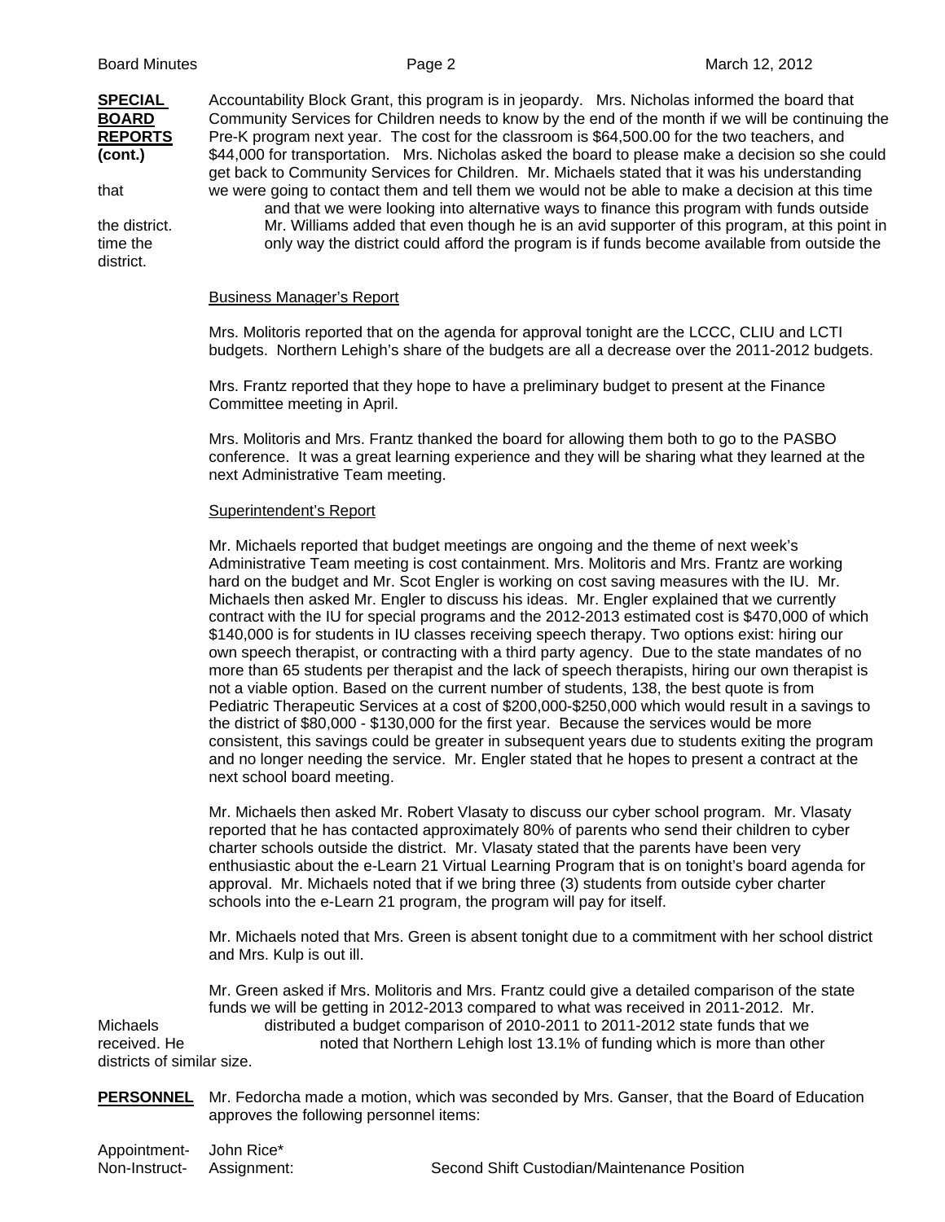**SPECIAL BOARD REPORTS (cont.)**

Accountability Block Grant, this program is in jeopardy. Mrs. Nicholas informed the board that Community Services for Children needs to know by the end of the month if we will be continuing the Pre-K program next year. The cost for the classroom is $64,500.00 for the two teachers, and $44,000 for transportation. Mrs. Nicholas asked the board to please make a decision so she could get back to Community Services for Children. Mr. Michaels stated that it was his understanding that we were going to contact them and tell them we would not be able to make a decision at this time and that we were looking into alternative ways to finance this program with funds outside the district. Mr. Williams added that even though he is an avid supporter of this program, at this point in time the only way the district could afford the program is if funds become available from outside the district.

Business Manager's Report

Mrs. Molitoris reported that on the agenda for approval tonight are the LCCC, CLIU and LCTI budgets. Northern Lehigh's share of the budgets are all a decrease over the 2011-2012 budgets.

Mrs. Frantz reported that they hope to have a preliminary budget to present at the Finance Committee meeting in April.

Mrs. Molitoris and Mrs. Frantz thanked the board for allowing them both to go to the PASBO conference. It was a great learning experience and they will be sharing what they learned at the next Administrative Team meeting.

Superintendent's Report

Mr. Michaels reported that budget meetings are ongoing and the theme of next week's Administrative Team meeting is cost containment. Mrs. Molitoris and Mrs. Frantz are working hard on the budget and Mr. Scot Engler is working on cost saving measures with the IU. Mr. Michaels then asked Mr. Engler to discuss his ideas. Mr. Engler explained that we currently contract with the IU for special programs and the 2012-2013 estimated cost is $470,000 of which $140,000 is for students in IU classes receiving speech therapy. Two options exist: hiring our own speech therapist, or contracting with a third party agency. Due to the state mandates of no more than 65 students per therapist and the lack of speech therapists, hiring our own therapist is not a viable option. Based on the current number of students, 138, the best quote is from Pediatric Therapeutic Services at a cost of $200,000-$250,000 which would result in a savings to the district of $80,000 - $130,000 for the first year. Because the services would be more consistent, this savings could be greater in subsequent years due to students exiting the program and no longer needing the service. Mr. Engler stated that he hopes to present a contract at the next school board meeting.

Mr. Michaels then asked Mr. Robert Vlasaty to discuss our cyber school program. Mr. Vlasaty reported that he has contacted approximately 80% of parents who send their children to cyber charter schools outside the district. Mr. Vlasaty stated that the parents have been very enthusiastic about the e-Learn 21 Virtual Learning Program that is on tonight's board agenda for approval. Mr. Michaels noted that if we bring three (3) students from outside cyber charter schools into the e-Learn 21 program, the program will pay for itself.

Mr. Michaels noted that Mrs. Green is absent tonight due to a commitment with her school district and Mrs. Kulp is out ill.

Mr. Green asked if Mrs. Molitoris and Mrs. Frantz could give a detailed comparison of the state funds we will be getting in 2012-2013 compared to what was received in 2011-2012. Mr. Michaels distributed a budget comparison of 2010-2011 to 2011-2012 state funds that we received. He noted that Northern Lehigh lost 13.1% of funding which is more than other districts of similar size.

**PERSONNEL**

Mr. Fedorcha made a motion, which was seconded by Mrs. Ganser, that the Board of Education approves the following personnel items:

Appointment- Non-Instruct- John Rice*

Assignment: Second Shift Custodian/Maintenance Position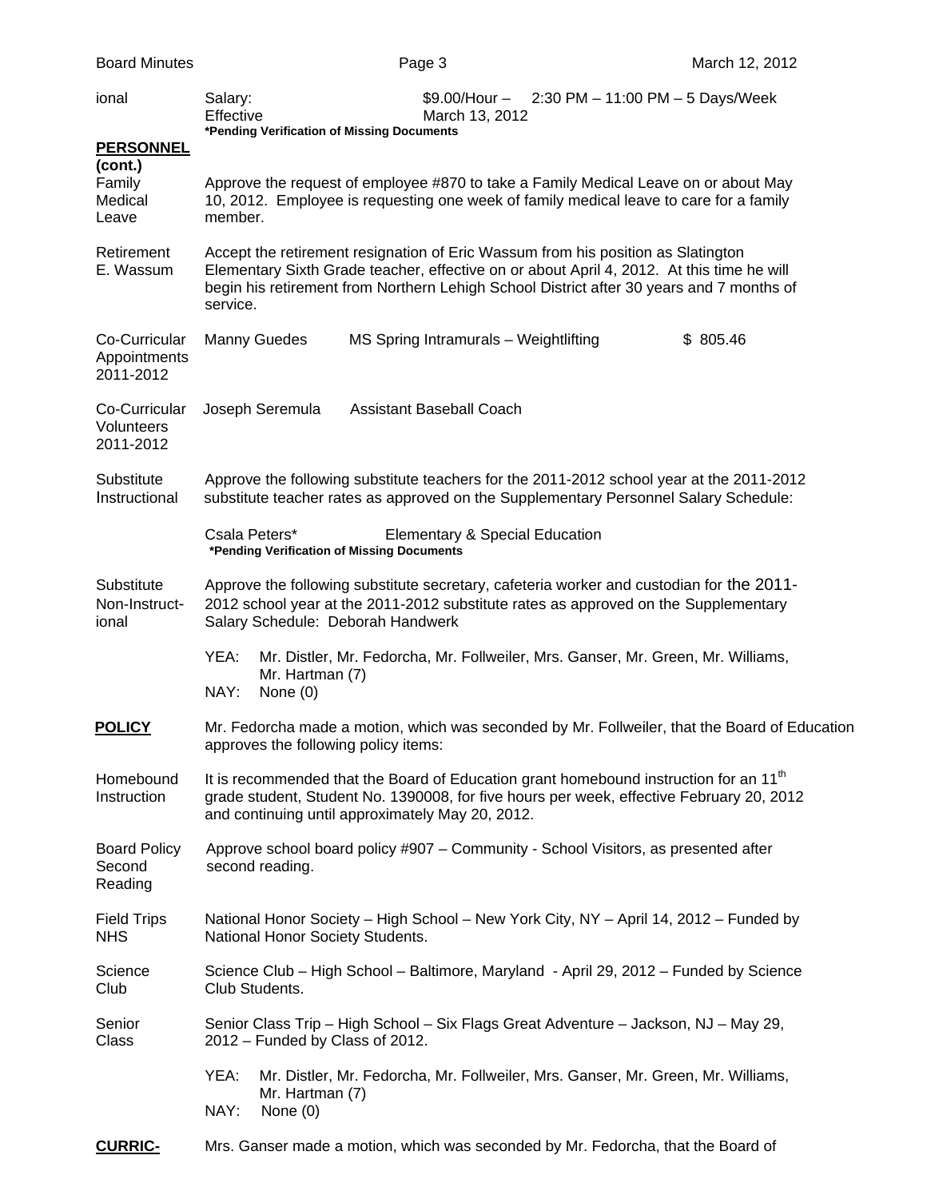| | | | |
|---|---|---|---|
| ional | Salary: | $9.00/Hour – 2:30 PM – 11:00 PM – 5 Days/Week | |
| | Effective | March 13, 2012 | |
| | *Pending Verification of Missing Documents | | |

**PERSONNEL (cont.)**

Family Medical Leave — Approve the request of employee #870 to take a Family Medical Leave on or about May 10, 2012. Employee is requesting one week of family medical leave to care for a family member.

Retirement E. Wassum — Accept the retirement resignation of Eric Wassum from his position as Slatington Elementary Sixth Grade teacher, effective on or about April 4, 2012. At this time he will begin his retirement from Northern Lehigh School District after 30 years and 7 months of service.

Co-Curricular Appointments 2011-2012

| Name | Position | Amount |
|---|---|---|
| Manny Guedes | MS Spring Intramurals – Weightlifting | $ 805.46 |

Co-Curricular Volunteers 2011-2012

| Name | Position |
|---|---|
| Joseph Seremula | Assistant Baseball Coach |

Substitute Instructional — Approve the following substitute teachers for the 2011-2012 school year at the 2011-2012 substitute teacher rates as approved on the Supplementary Personnel Salary Schedule:

| Name | Area |
|---|---|
| Csala Peters* | Elementary & Special Education |

*Pending Verification of Missing Documents

Substitute Non-Instructional — Approve the following substitute secretary, cafeteria worker and custodian for the 2011-2012 school year at the 2011-2012 substitute rates as approved on the Supplementary Salary Schedule: Deborah Handwerk

YEA: Mr. Distler, Mr. Fedorcha, Mr. Follweiler, Mrs. Ganser, Mr. Green, Mr. Williams, Mr. Hartman (7)
NAY: None (0)

**POLICY**

Mr. Fedorcha made a motion, which was seconded by Mr. Follweiler, that the Board of Education approves the following policy items:

Homebound Instruction — It is recommended that the Board of Education grant homebound instruction for an 11th grade student, Student No. 1390008, for five hours per week, effective February 20, 2012 and continuing until approximately May 20, 2012.

Board Policy Second Reading — Approve school board policy #907 – Community - School Visitors, as presented after second reading.

Field Trips NHS — National Honor Society – High School – New York City, NY – April 14, 2012 – Funded by National Honor Society Students.

Science Club — Science Club – High School – Baltimore, Maryland - April 29, 2012 – Funded by Science Club Students.

Senior Class — Senior Class Trip – High School – Six Flags Great Adventure – Jackson, NJ – May 29, 2012 – Funded by Class of 2012.

YEA: Mr. Distler, Mr. Fedorcha, Mr. Follweiler, Mrs. Ganser, Mr. Green, Mr. Williams, Mr. Hartman (7)
NAY: None (0)

**CURRIC-**

Mrs. Ganser made a motion, which was seconded by Mr. Fedorcha, that the Board of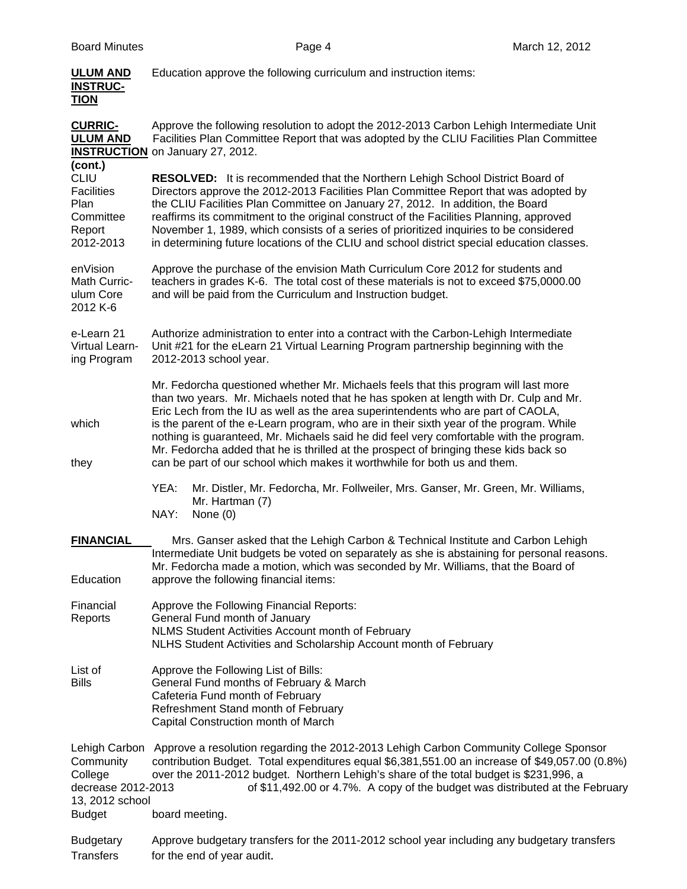**ULUM AND INSTRUC-TION**

Education approve the following curriculum and instruction items:

**CURRIC-ULUM AND INSTRUCTION (cont.)**

Approve the following resolution to adopt the 2012-2013 Carbon Lehigh Intermediate Unit Facilities Plan Committee Report that was adopted by the CLIU Facilities Plan Committee on January 27, 2012.

CLIU Facilities Plan Committee Report 2012-2013

**RESOLVED:** It is recommended that the Northern Lehigh School District Board of Directors approve the 2012-2013 Facilities Plan Committee Report that was adopted by the CLIU Facilities Plan Committee on January 27, 2012. In addition, the Board reaffirms its commitment to the original construct of the Facilities Planning, approved November 1, 1989, which consists of a series of prioritized inquiries to be considered in determining future locations of the CLIU and school district special education classes.

enVision Math Curriculum Core 2012 K-6

Approve the purchase of the envision Math Curriculum Core 2012 for students and teachers in grades K-6. The total cost of these materials is not to exceed $75,0000.00 and will be paid from the Curriculum and Instruction budget.

e-Learn 21 Virtual Learning Program

Authorize administration to enter into a contract with the Carbon-Lehigh Intermediate Unit #21 for the eLearn 21 Virtual Learning Program partnership beginning with the 2012-2013 school year.

Mr. Fedorcha questioned whether Mr. Michaels feels that this program will last more than two years. Mr. Michaels noted that he has spoken at length with Dr. Culp and Mr. Eric Lech from the IU as well as the area superintendents who are part of CAOLA, which is the parent of the e-Learn program, who are in their sixth year of the program. While nothing is guaranteed, Mr. Michaels said he did feel very comfortable with the program. Mr. Fedorcha added that he is thrilled at the prospect of bringing these kids back so they can be part of our school which makes it worthwhile for both us and them.

YEA: Mr. Distler, Mr. Fedorcha, Mr. Follweiler, Mrs. Ganser, Mr. Green, Mr. Williams, Mr. Hartman (7)
NAY: None (0)

**FINANCIAL**

Mrs. Ganser asked that the Lehigh Carbon & Technical Institute and Carbon Lehigh Intermediate Unit budgets be voted on separately as she is abstaining for personal reasons. Mr. Fedorcha made a motion, which was seconded by Mr. Williams, that the Board of Education approve the following financial items:

Financial Reports

Approve the Following Financial Reports:
General Fund month of January
NLMS Student Activities Account month of February
NLHS Student Activities and Scholarship Account month of February

List of Bills

Approve the Following List of Bills:
General Fund months of February & March
Cafeteria Fund month of February
Refreshment Stand month of February
Capital Construction month of March

Lehigh Carbon Community College 2012-2013 Budget

Approve a resolution regarding the 2012-2013 Lehigh Carbon Community College Sponsor contribution Budget. Total expenditures equal $6,381,551.00 an increase of $49,057.00 (0.8%) over the 2011-2012 budget. Northern Lehigh's share of the total budget is $231,996, a decrease of $11,492.00 or 4.7%. A copy of the budget was distributed at the February 13, 2012 school board meeting.

Budgetary Transfers

Approve budgetary transfers for the 2011-2012 school year including any budgetary transfers for the end of year audit.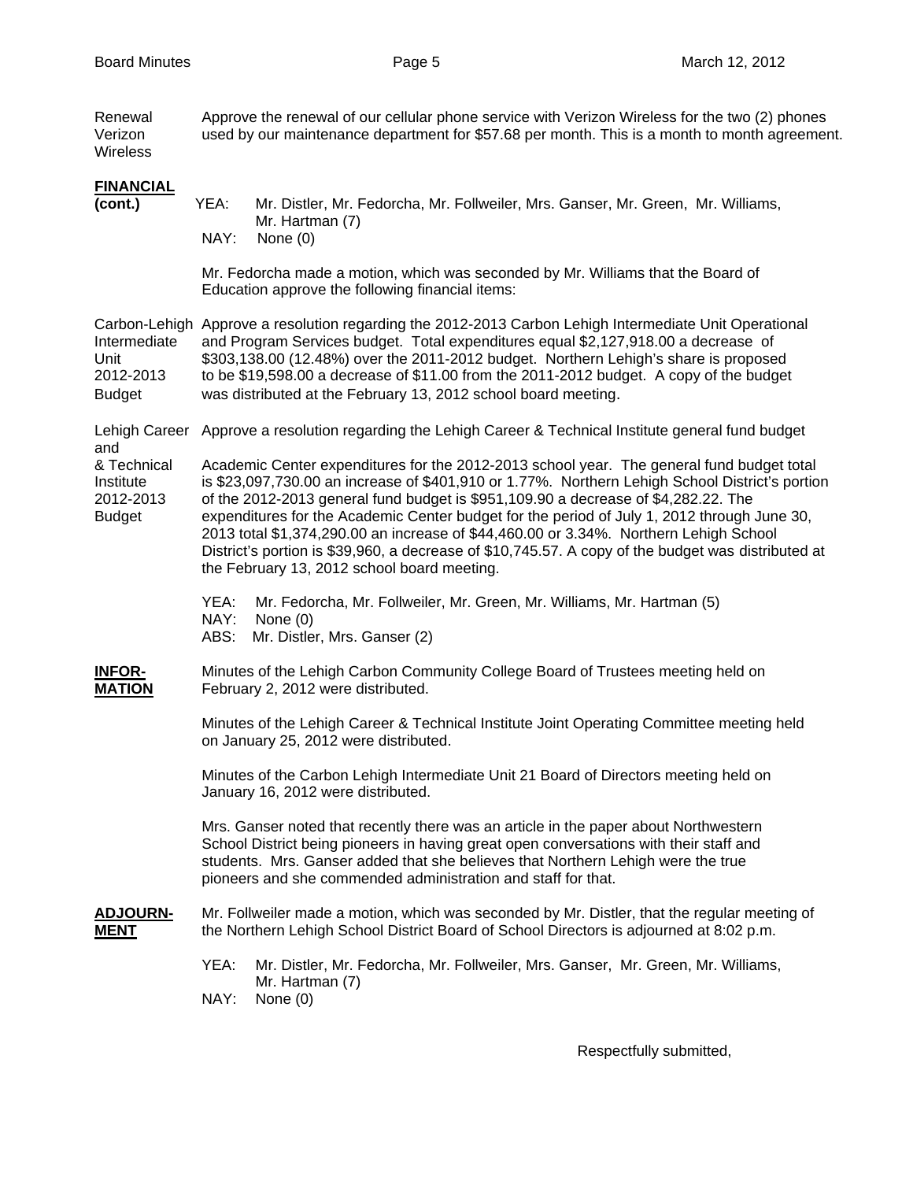**Renewal Verizon Wireless** — Approve the renewal of our cellular phone service with Verizon Wireless for the two (2) phones used by our maintenance department for $57.68 per month. This is a month to month agreement.

**FINANCIAL (cont.)**

YEA: Mr. Distler, Mr. Fedorcha, Mr. Follweiler, Mrs. Ganser, Mr. Green, Mr. Williams, Mr. Hartman (7)
NAY: None (0)

Mr. Fedorcha made a motion, which was seconded by Mr. Williams that the Board of Education approve the following financial items:

**Carbon-Lehigh Intermediate Unit 2012-2013 Budget** — Approve a resolution regarding the 2012-2013 Carbon Lehigh Intermediate Unit Operational and Program Services budget. Total expenditures equal $2,127,918.00 a decrease of $303,138.00 (12.48%) over the 2011-2012 budget. Northern Lehigh's share is proposed to be $19,598.00 a decrease of $11.00 from the 2011-2012 budget. A copy of the budget was distributed at the February 13, 2012 school board meeting.

**Lehigh Career and & Technical Institute 2012-2013 Budget** — Approve a resolution regarding the Lehigh Career & Technical Institute general fund budget

Academic Center expenditures for the 2012-2013 school year. The general fund budget total is $23,097,730.00 an increase of $401,910 or 1.77%. Northern Lehigh School District's portion of the 2012-2013 general fund budget is $951,109.90 a decrease of $4,282.22. The expenditures for the Academic Center budget for the period of July 1, 2012 through June 30, 2013 total $1,374,290.00 an increase of $44,460.00 or 3.34%. Northern Lehigh School District's portion is $39,960, a decrease of $10,745.57. A copy of the budget was distributed at the February 13, 2012 school board meeting.

YEA: Mr. Fedorcha, Mr. Follweiler, Mr. Green, Mr. Williams, Mr. Hartman (5)
NAY: None (0)
ABS: Mr. Distler, Mrs. Ganser (2)

**INFORMATION**

Minutes of the Lehigh Carbon Community College Board of Trustees meeting held on February 2, 2012 were distributed.

Minutes of the Lehigh Career & Technical Institute Joint Operating Committee meeting held on January 25, 2012 were distributed.

Minutes of the Carbon Lehigh Intermediate Unit 21 Board of Directors meeting held on January 16, 2012 were distributed.

Mrs. Ganser noted that recently there was an article in the paper about Northwestern School District being pioneers in having great open conversations with their staff and students. Mrs. Ganser added that she believes that Northern Lehigh were the true pioneers and she commended administration and staff for that.

**ADJOURNMENT**

Mr. Follweiler made a motion, which was seconded by Mr. Distler, that the regular meeting of the Northern Lehigh School District Board of School Directors is adjourned at 8:02 p.m.

YEA: Mr. Distler, Mr. Fedorcha, Mr. Follweiler, Mrs. Ganser, Mr. Green, Mr. Williams, Mr. Hartman (7)
NAY: None (0)

Respectfully submitted,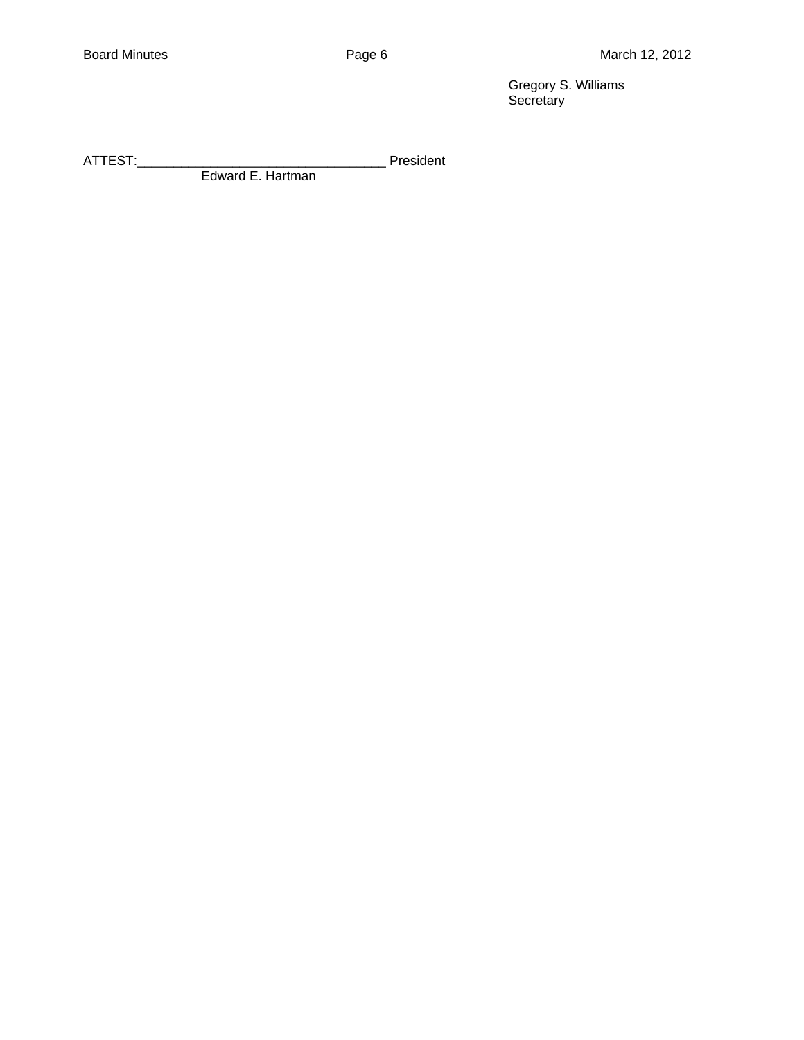Gregory S. Williams
Secretary

ATTEST:__________________________________ President
Edward E. Hartman